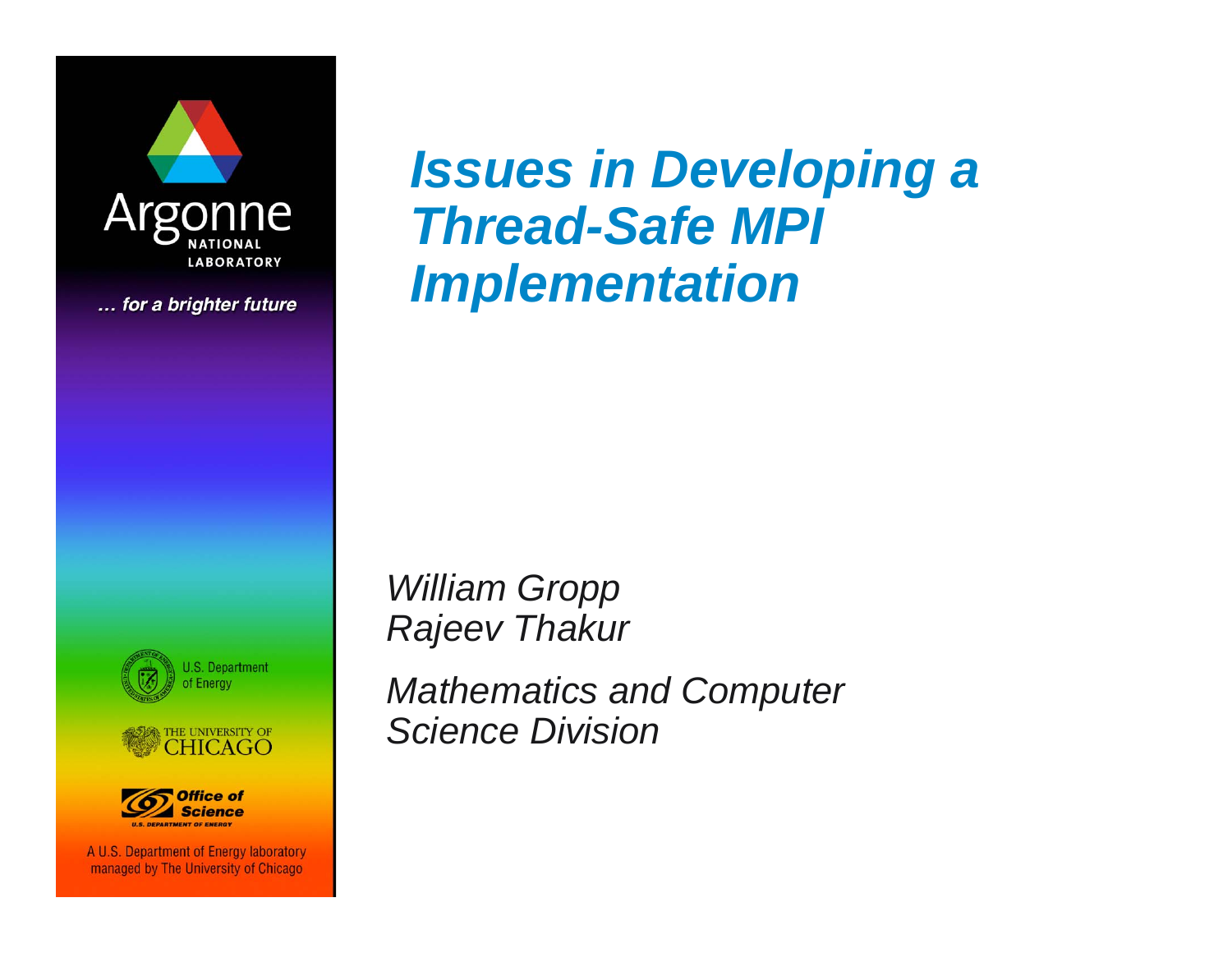# *Issues in Developing a Thread-Safe MPI Implementation*

*William Gropp*
*Rajeev Thakur*

*Mathematics and Computer Science Division*

Argonne NATIONAL LABORATORY

... for a brighter future

U.S. Department of Energy

THE UNIVERSITY OF CHICAGO

Office of Science
U.S. DEPARTMENT OF ENERGY

A U.S. Department of Energy laboratory managed by The University of Chicago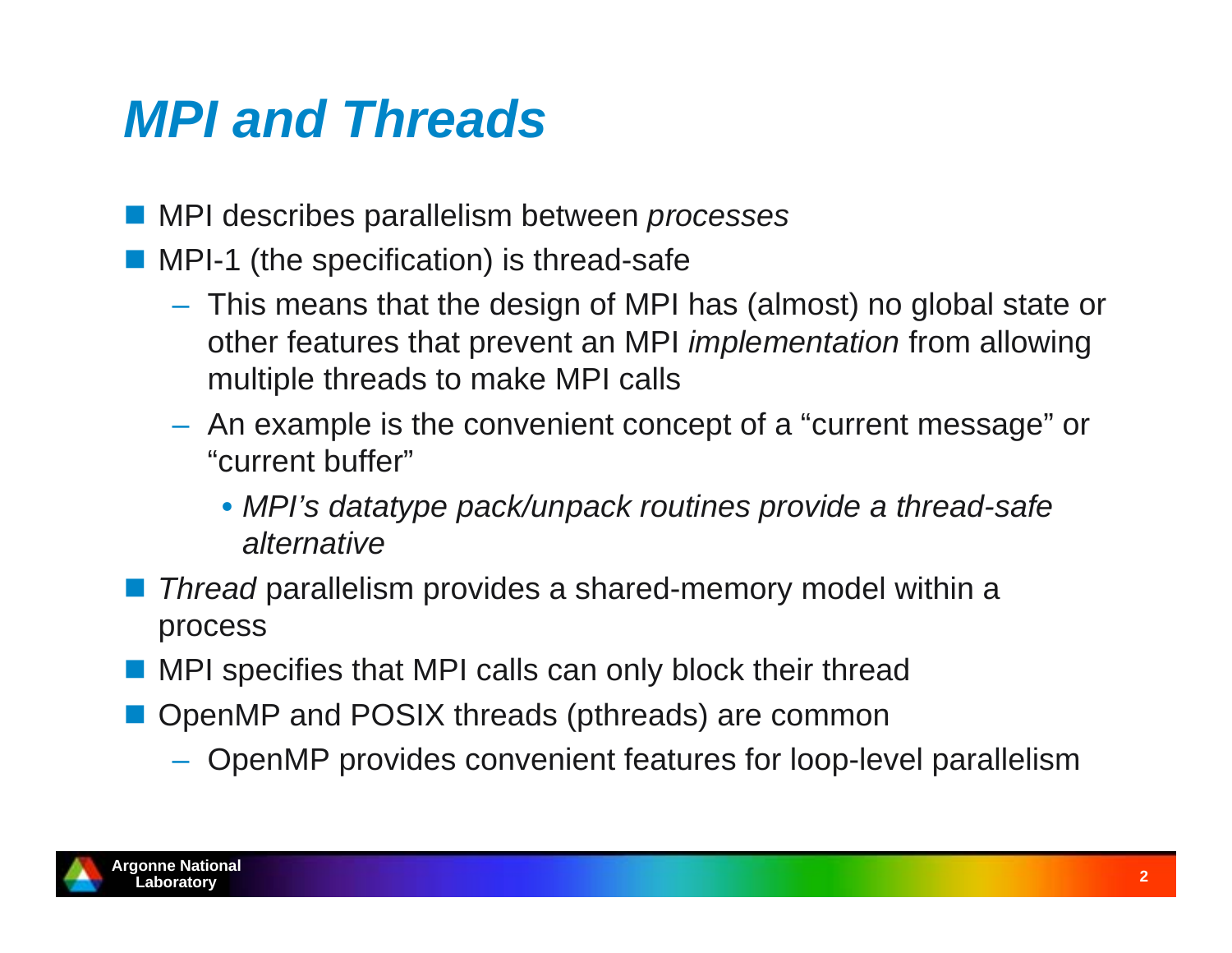# MPI and Threads

- MPI describes parallelism between *processes*
- MPI-1 (the specification) is thread-safe
  - This means that the design of MPI has (almost) no global state or other features that prevent an MPI *implementation* from allowing multiple threads to make MPI calls
  - An example is the convenient concept of a "current message" or "current buffer"
    - *MPI's datatype pack/unpack routines provide a thread-safe alternative*
- *Thread* parallelism provides a shared-memory model within a process
- MPI specifies that MPI calls can only block their thread
- OpenMP and POSIX threads (pthreads) are common
  - OpenMP provides convenient features for loop-level parallelism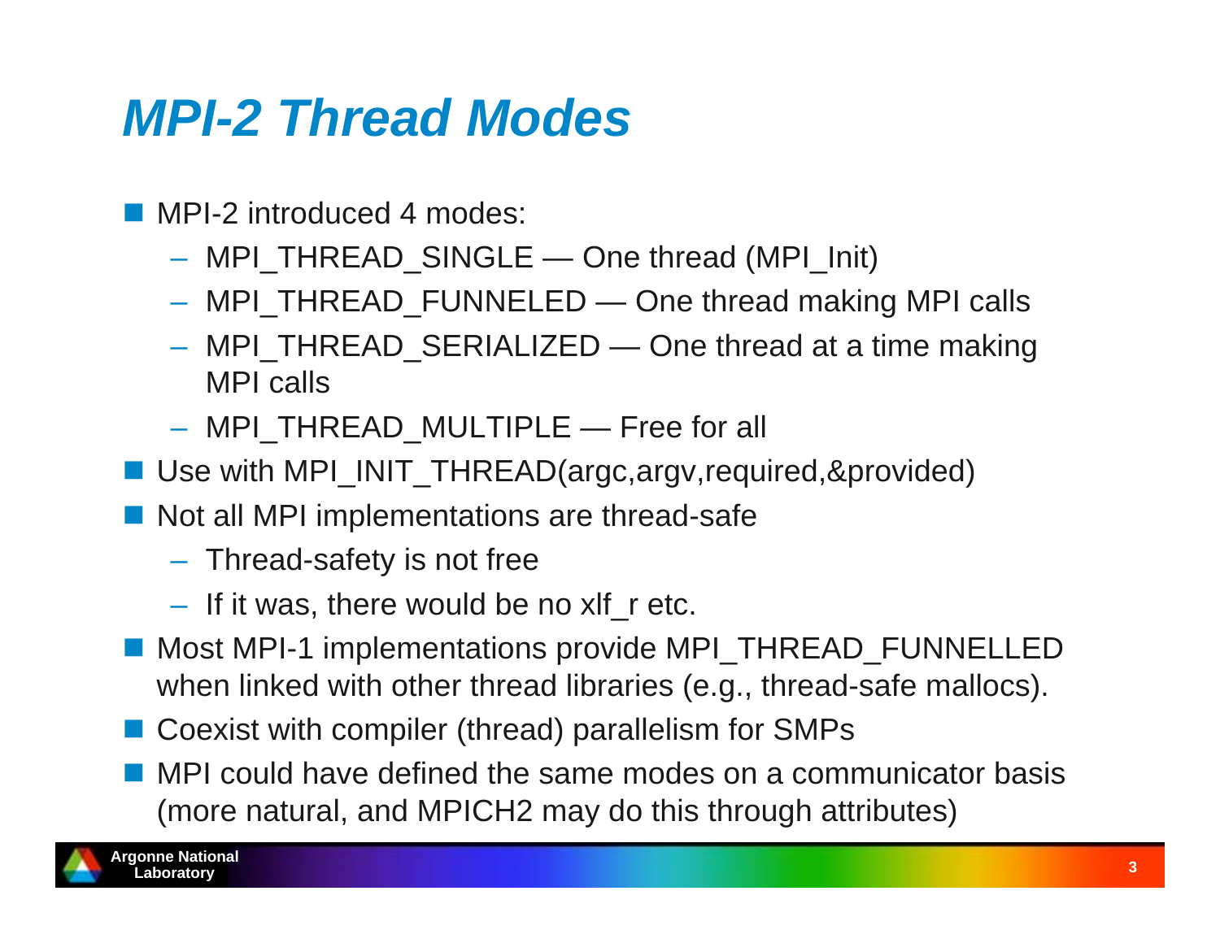# *MPI-2 Thread Modes*

- MPI-2 introduced 4 modes:
  - MPI_THREAD_SINGLE — One thread (MPI_Init)
  - MPI_THREAD_FUNNELED — One thread making MPI calls
  - MPI_THREAD_SERIALIZED — One thread at a time making MPI calls
  - MPI_THREAD_MULTIPLE — Free for all
- Use with MPI_INIT_THREAD(argc,argv,required,&provided)
- Not all MPI implementations are thread-safe
  - Thread-safety is not free
  - If it was, there would be no xlf_r etc.
- Most MPI-1 implementations provide MPI_THREAD_FUNNELLED when linked with other thread libraries (e.g., thread-safe mallocs).
- Coexist with compiler (thread) parallelism for SMPs
- MPI could have defined the same modes on a communicator basis (more natural, and MPICH2 may do this through attributes)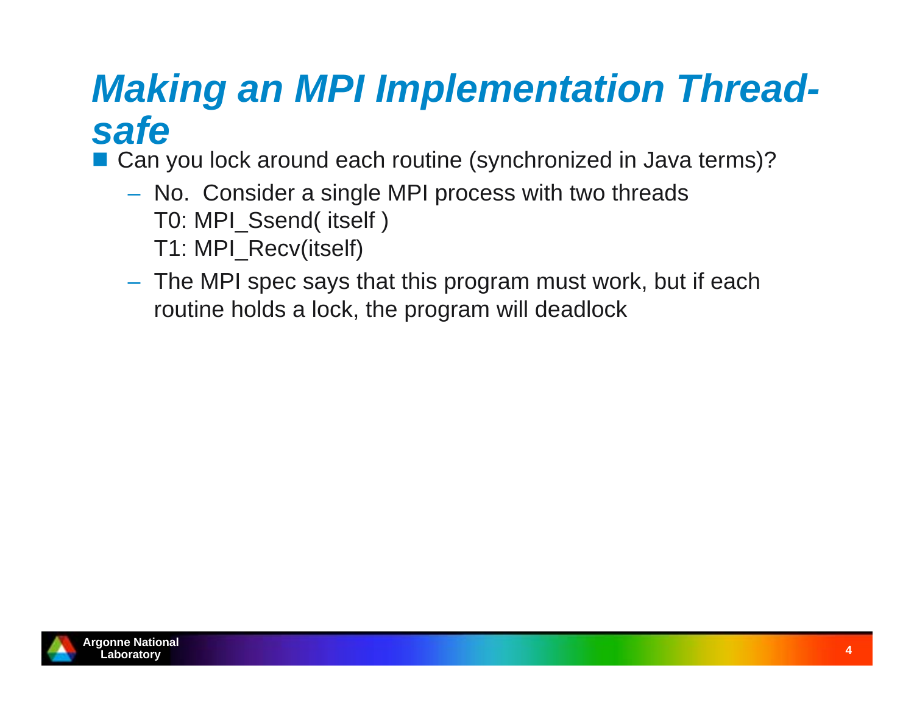# Making an MPI Implementation Thread-safe

- Can you lock around each routine (synchronized in Java terms)?
  - No. Consider a single MPI process with two threads
    T0: MPI_Ssend( itself )
    T1: MPI_Recv(itself)
  - The MPI spec says that this program must work, but if each routine holds a lock, the program will deadlock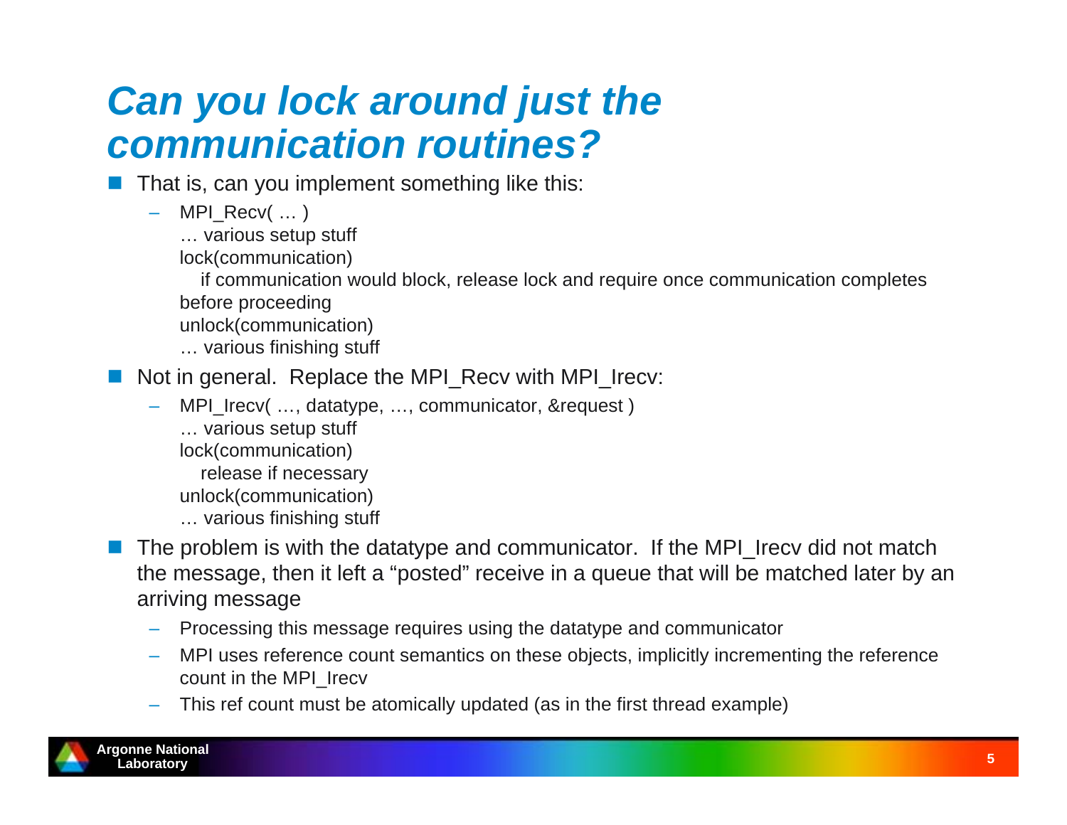# Can you lock around just the communication routines?

- That is, can you implement something like this:
  - MPI_Recv( … )
    … various setup stuff
    lock(communication)
       if communication would block, release lock and require once communication completes before proceeding
    unlock(communication)
    … various finishing stuff
- Not in general. Replace the MPI_Recv with MPI_Irecv:
  - MPI_Irecv( …, datatype, …, communicator, &request )
    … various setup stuff
    lock(communication)
       release if necessary
    unlock(communication)
    … various finishing stuff
- The problem is with the datatype and communicator. If the MPI_Irecv did not match the message, then it left a “posted” receive in a queue that will be matched later by an arriving message
  - Processing this message requires using the datatype and communicator
  - MPI uses reference count semantics on these objects, implicitly incrementing the reference count in the MPI_Irecv
  - This ref count must be atomically updated (as in the first thread example)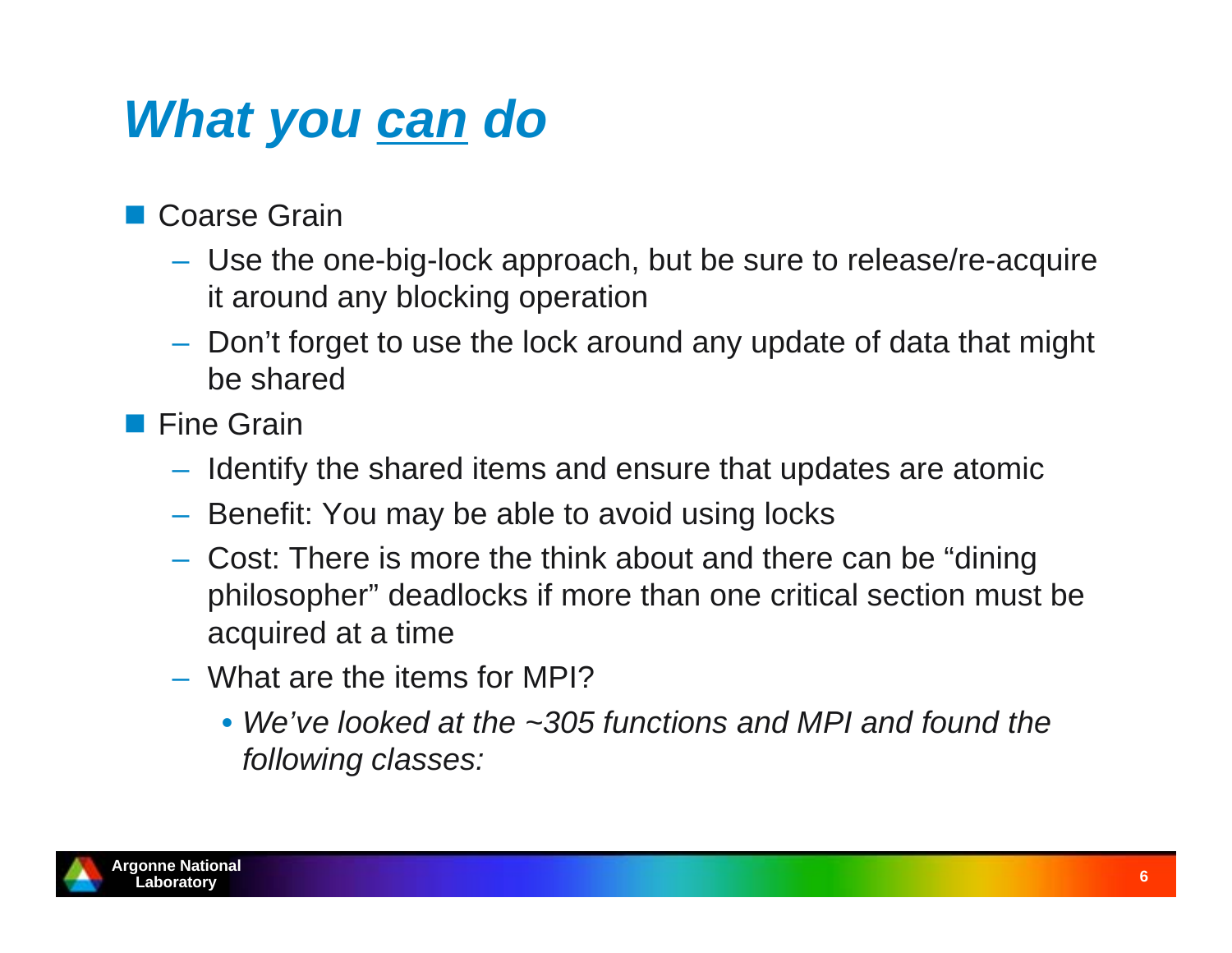# *What you <u>can</u> do*

- Coarse Grain
  - Use the one-big-lock approach, but be sure to release/re-acquire it around any blocking operation
  - Don't forget to use the lock around any update of data that might be shared
- Fine Grain
  - Identify the shared items and ensure that updates are atomic
  - Benefit: You may be able to avoid using locks
  - Cost: There is more the think about and there can be "dining philosopher" deadlocks if more than one critical section must be acquired at a time
  - What are the items for MPI?
    - *We've looked at the ~305 functions and MPI and found the following classes:*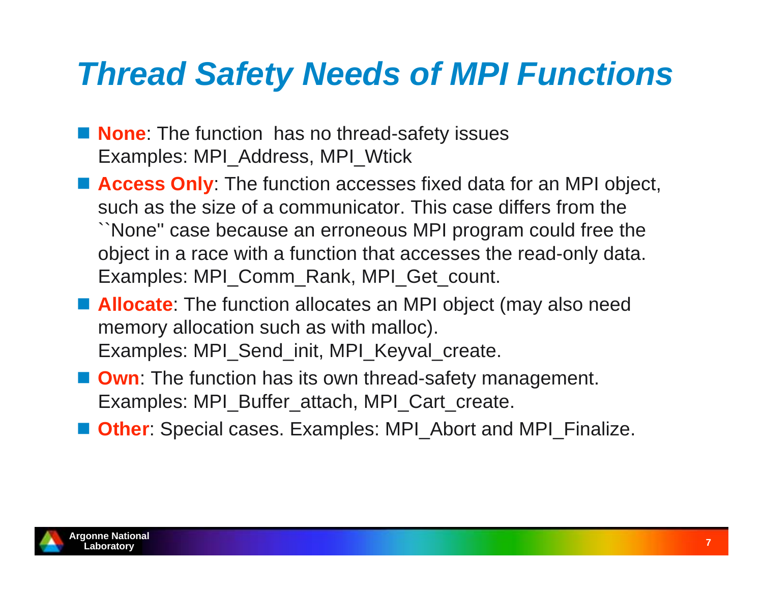# Thread Safety Needs of MPI Functions

- **None**: The function  has no thread-safety issues
  Examples: MPI_Address, MPI_Wtick
- **Access Only**: The function accesses fixed data for an MPI object, such as the size of a communicator. This case differs from the ``None'' case because an erroneous MPI program could free the object in a race with a function that accesses the read-only data.
  Examples: MPI_Comm_Rank, MPI_Get_count.
- **Allocate**: The function allocates an MPI object (may also need memory allocation such as with malloc).
  Examples: MPI_Send_init, MPI_Keyval_create.
- **Own**: The function has its own thread-safety management.
  Examples: MPI_Buffer_attach, MPI_Cart_create.
- **Other**: Special cases. Examples: MPI_Abort and MPI_Finalize.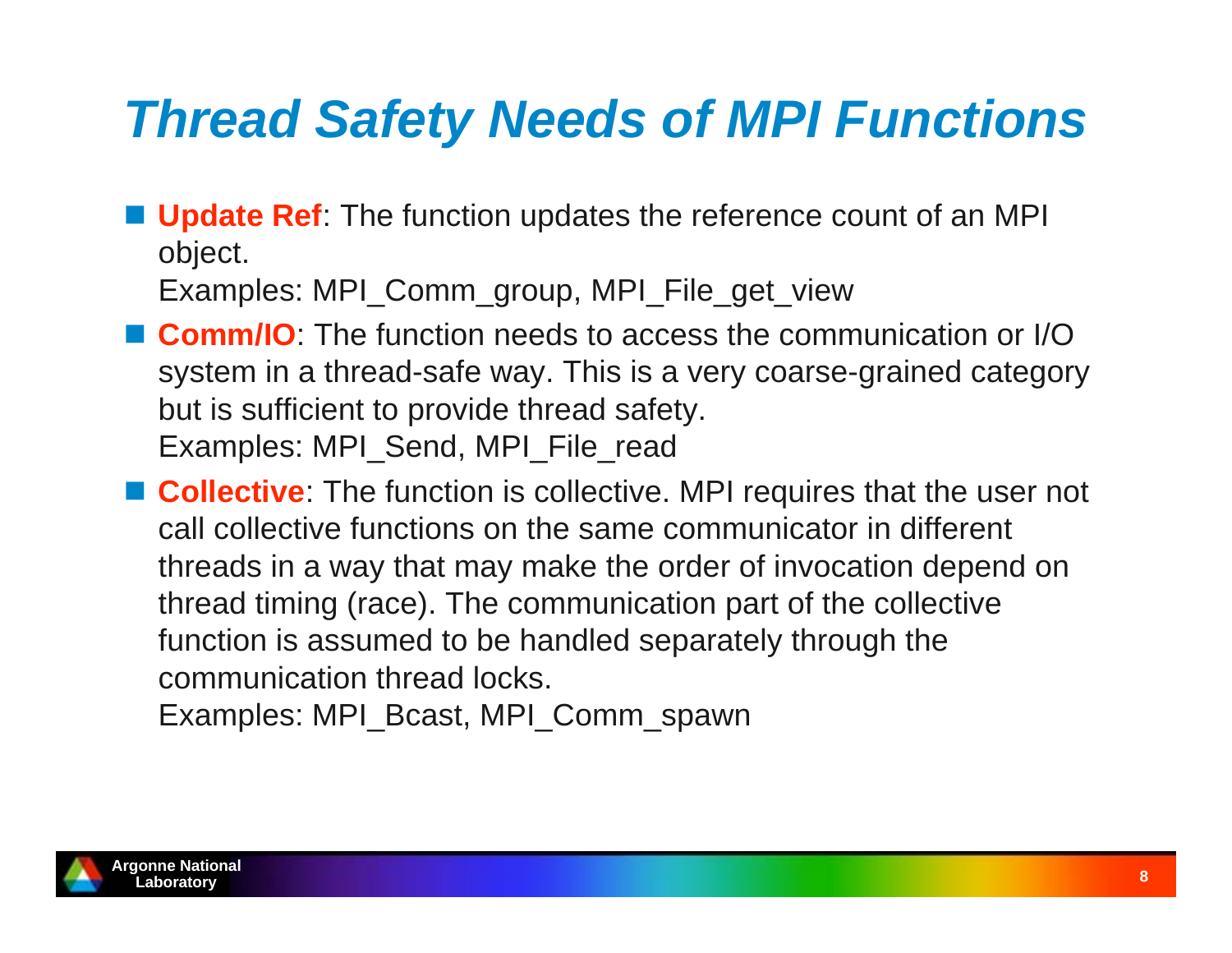# Thread Safety Needs of MPI Functions

- **Update Ref**: The function updates the reference count of an MPI object.
  Examples: MPI_Comm_group, MPI_File_get_view
- **Comm/IO**: The function needs to access the communication or I/O system in a thread-safe way. This is a very coarse-grained category but is sufficient to provide thread safety.
  Examples: MPI_Send, MPI_File_read
- **Collective**: The function is collective. MPI requires that the user not call collective functions on the same communicator in different threads in a way that may make the order of invocation depend on thread timing (race). The communication part of the collective function is assumed to be handled separately through the communication thread locks.
  Examples: MPI_Bcast, MPI_Comm_spawn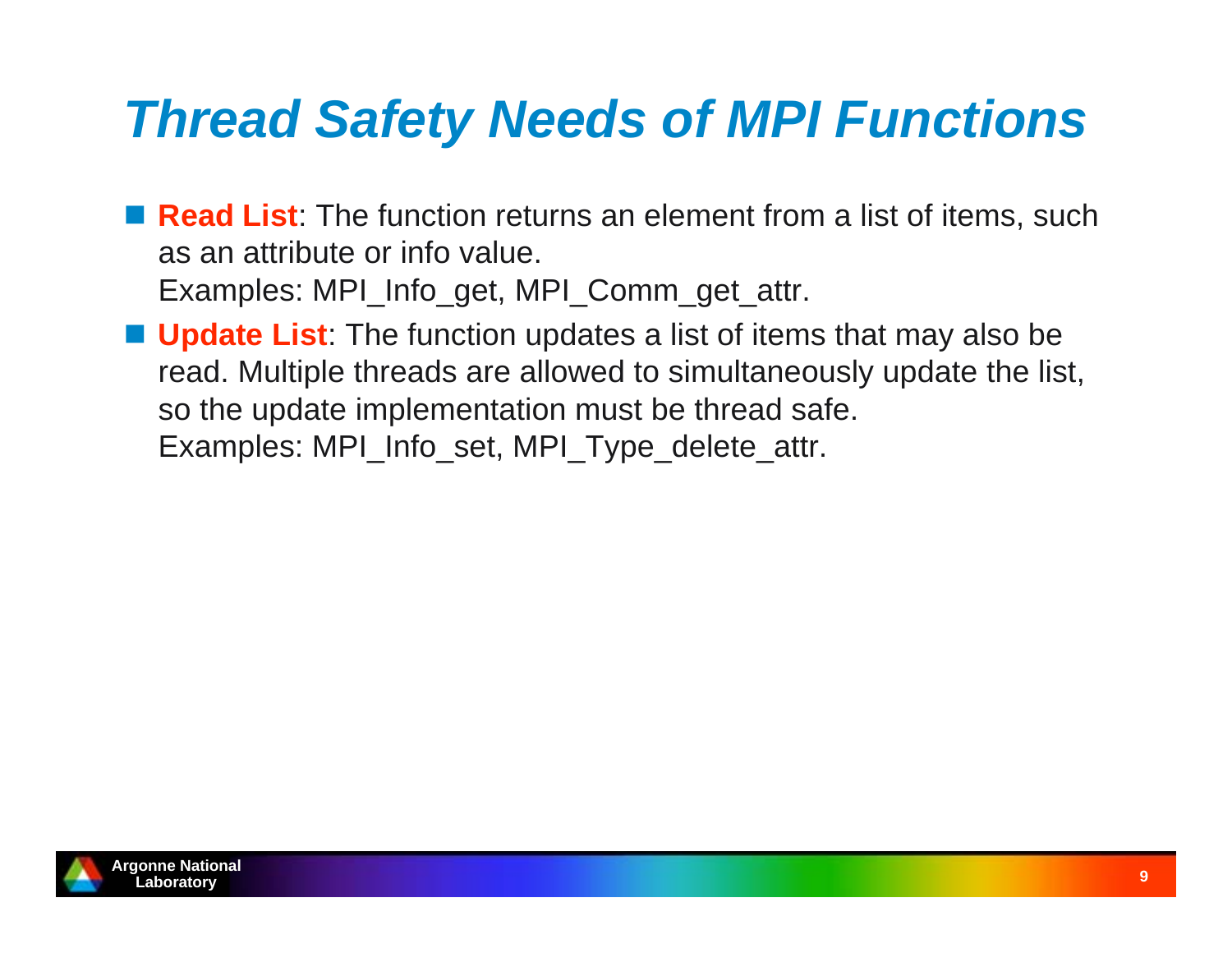# Thread Safety Needs of MPI Functions

- **Read List**: The function returns an element from a list of items, such as an attribute or info value.
  Examples: MPI_Info_get, MPI_Comm_get_attr.
- **Update List**: The function updates a list of items that may also be read. Multiple threads are allowed to simultaneously update the list, so the update implementation must be thread safe.
  Examples: MPI_Info_set, MPI_Type_delete_attr.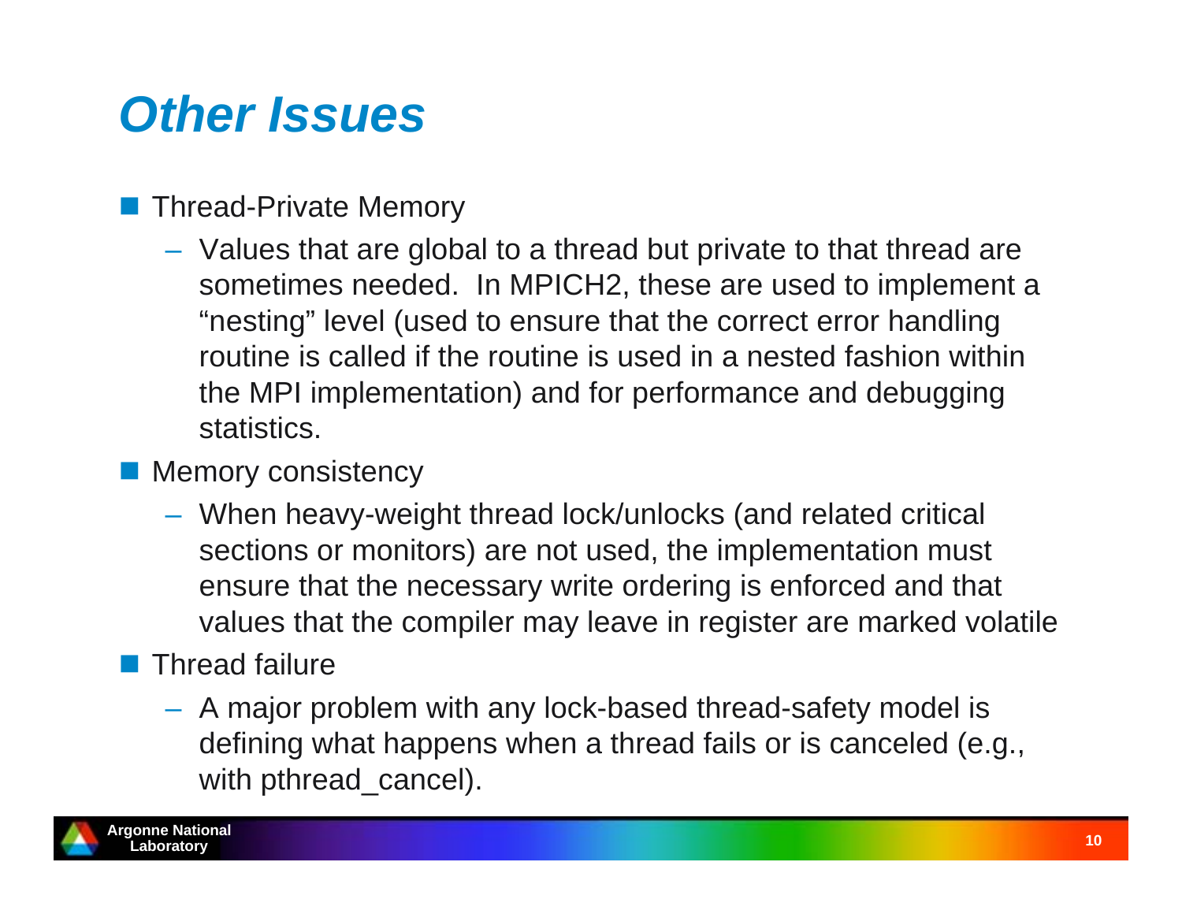# *Other Issues*

- Thread-Private Memory
  - Values that are global to a thread but private to that thread are sometimes needed. In MPICH2, these are used to implement a "nesting" level (used to ensure that the correct error handling routine is called if the routine is used in a nested fashion within the MPI implementation) and for performance and debugging statistics.
- Memory consistency
  - When heavy-weight thread lock/unlocks (and related critical sections or monitors) are not used, the implementation must ensure that the necessary write ordering is enforced and that values that the compiler may leave in register are marked volatile
- Thread failure
  - A major problem with any lock-based thread-safety model is defining what happens when a thread fails or is canceled (e.g., with pthread_cancel).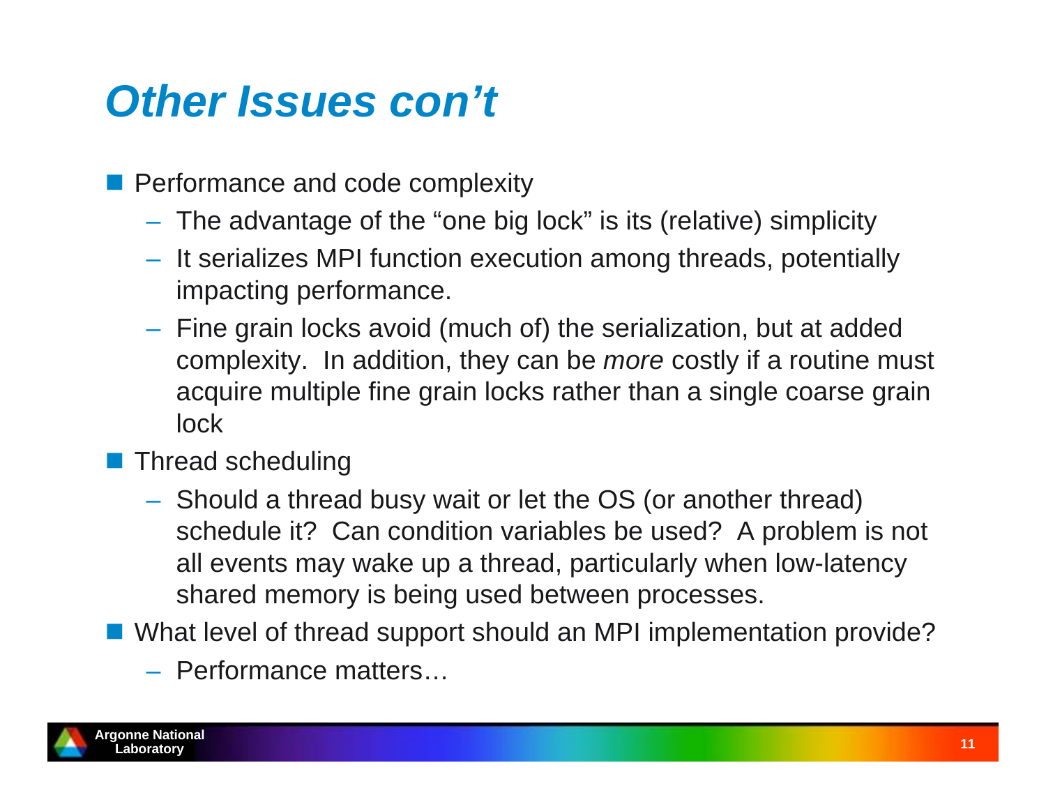# Other Issues con't

- Performance and code complexity
  - The advantage of the "one big lock" is its (relative) simplicity
  - It serializes MPI function execution among threads, potentially impacting performance.
  - Fine grain locks avoid (much of) the serialization, but at added complexity. In addition, they can be *more* costly if a routine must acquire multiple fine grain locks rather than a single coarse grain lock
- Thread scheduling
  - Should a thread busy wait or let the OS (or another thread) schedule it? Can condition variables be used? A problem is not all events may wake up a thread, particularly when low-latency shared memory is being used between processes.
- What level of thread support should an MPI implementation provide?
  - Performance matters…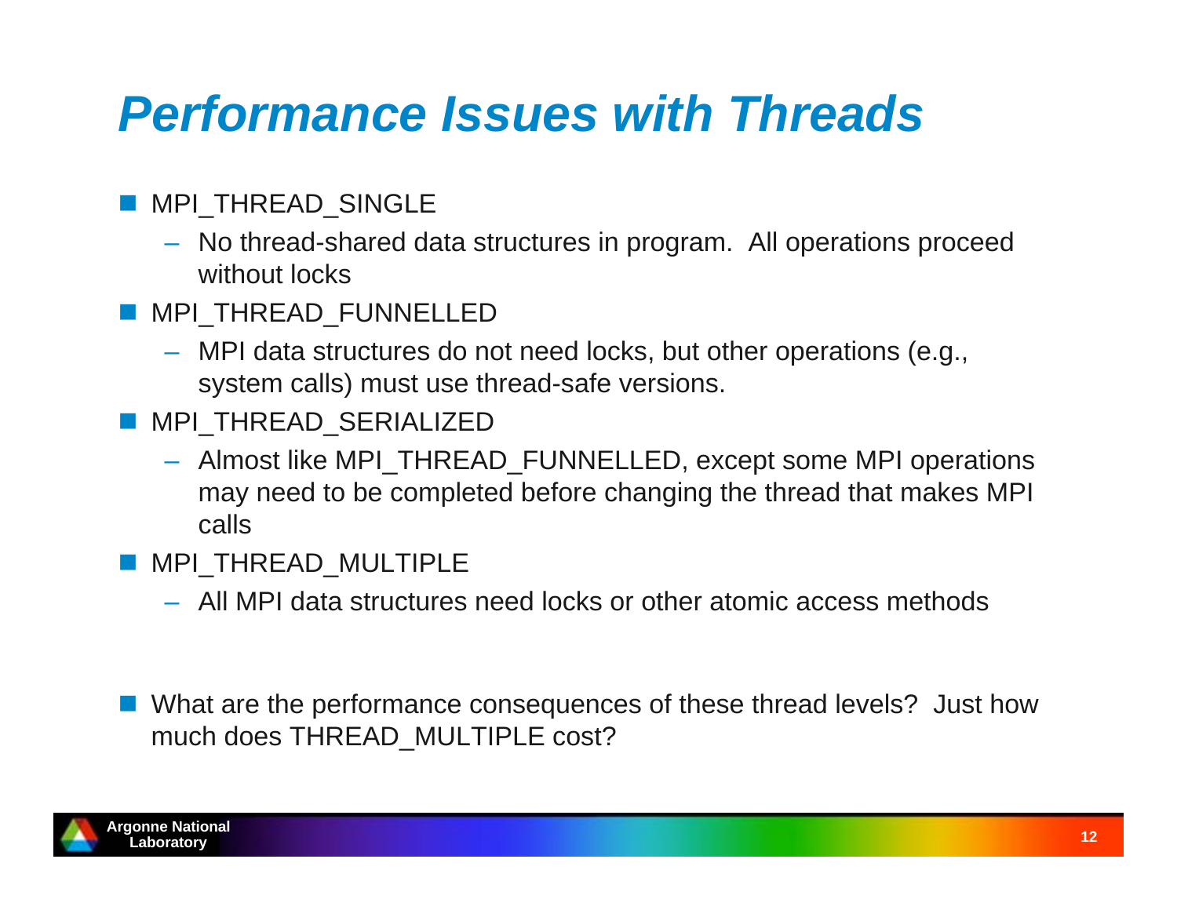# *Performance Issues with Threads*

- MPI_THREAD_SINGLE
  - No thread-shared data structures in program. All operations proceed without locks
- MPI_THREAD_FUNNELLED
  - MPI data structures do not need locks, but other operations (e.g., system calls) must use thread-safe versions.
- MPI_THREAD_SERIALIZED
  - Almost like MPI_THREAD_FUNNELLED, except some MPI operations may need to be completed before changing the thread that makes MPI calls
- MPI_THREAD_MULTIPLE
  - All MPI data structures need locks or other atomic access methods

- What are the performance consequences of these thread levels? Just how much does THREAD_MULTIPLE cost?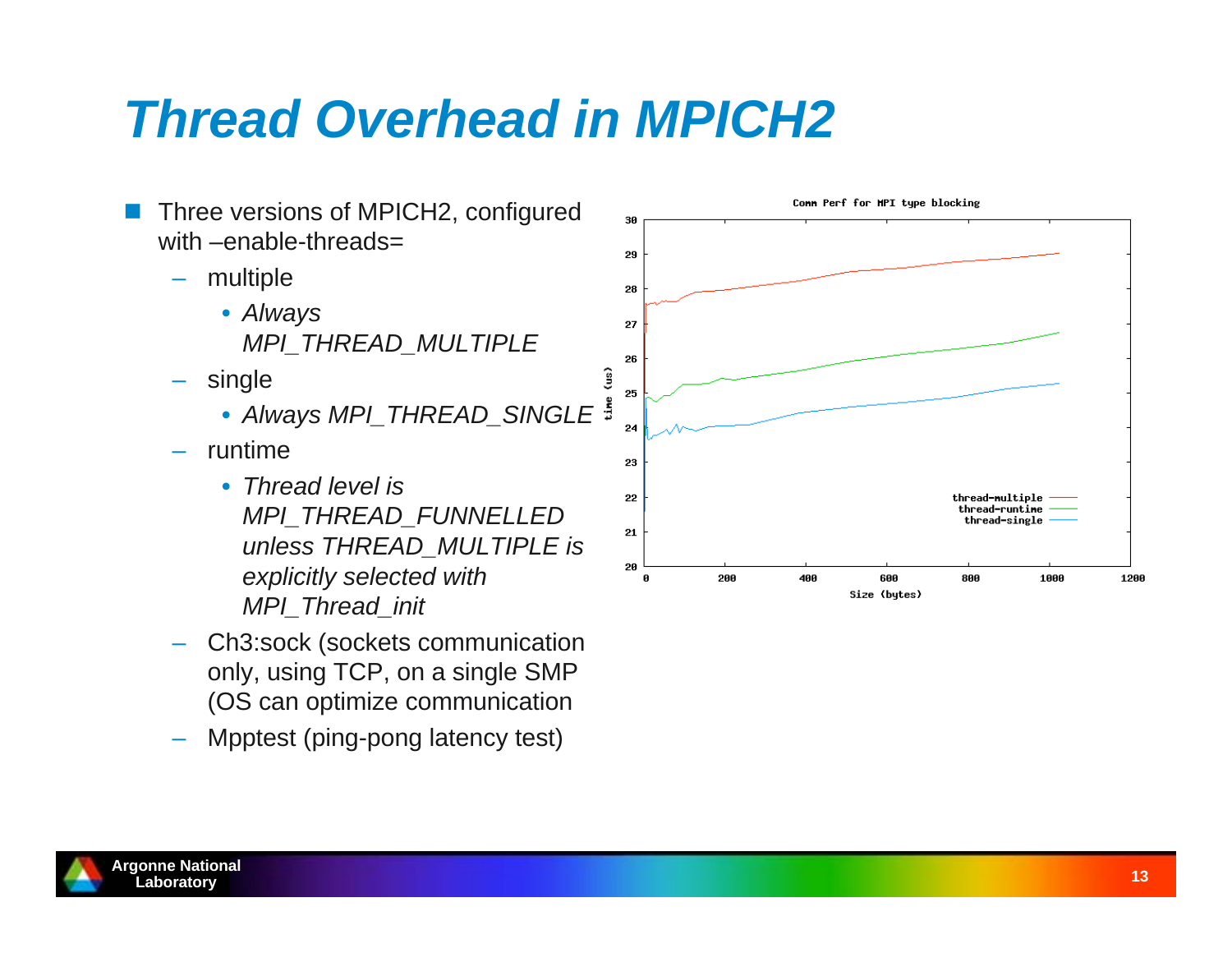# Thread Overhead in MPICH2

- Three versions of MPICH2, configured with –enable-threads=
  - multiple
    - *Always MPI_THREAD_MULTIPLE*
  - single
    - *Always MPI_THREAD_SINGLE*
  - runtime
    - *Thread level is MPI_THREAD_FUNNELLED unless THREAD_MULTIPLE is explicitly selected with MPI_Thread_init*
  - Ch3:sock (sockets communication only, using TCP, on a single SMP (OS can optimize communication
  - Mpptest (ping-pong latency test)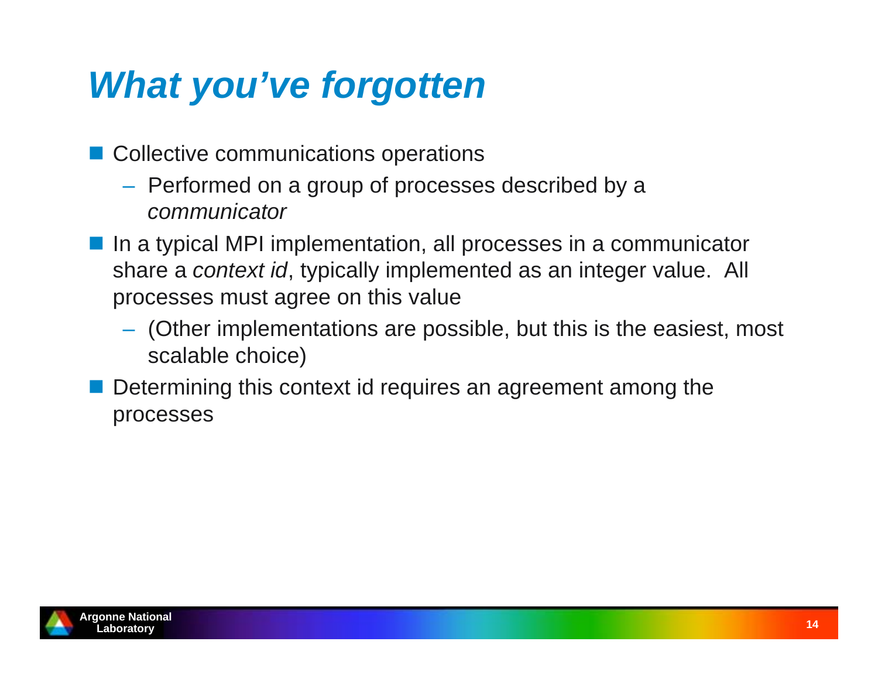# *What you've forgotten*

- Collective communications operations
  - Performed on a group of processes described by a *communicator*
- In a typical MPI implementation, all processes in a communicator share a *context id*, typically implemented as an integer value. All processes must agree on this value
  - (Other implementations are possible, but this is the easiest, most scalable choice)
- Determining this context id requires an agreement among the processes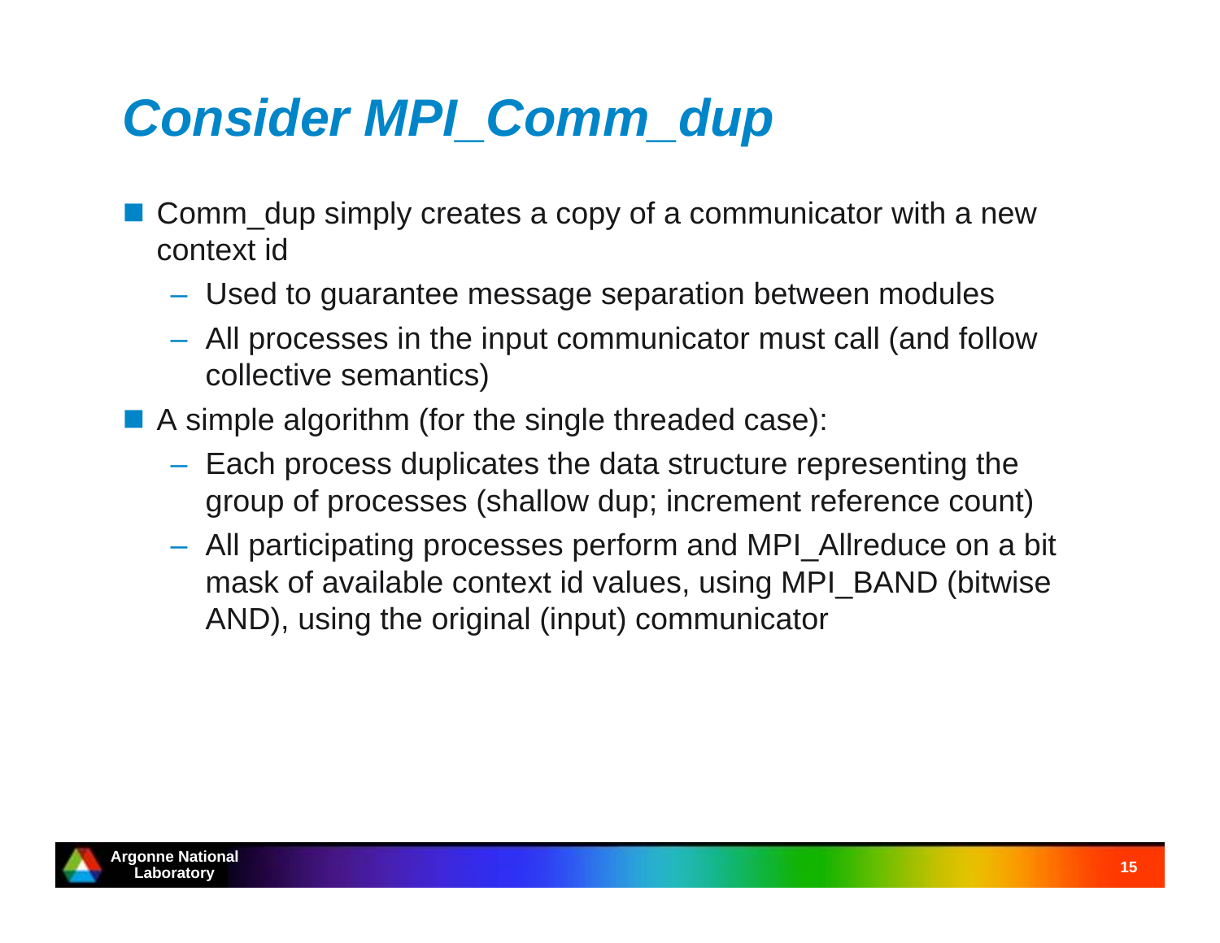# Consider MPI_Comm_dup

- Comm_dup simply creates a copy of a communicator with a new context id
  - Used to guarantee message separation between modules
  - All processes in the input communicator must call (and follow collective semantics)
- A simple algorithm (for the single threaded case):
  - Each process duplicates the data structure representing the group of processes (shallow dup; increment reference count)
  - All participating processes perform and MPI_Allreduce on a bit mask of available context id values, using MPI_BAND (bitwise AND), using the original (input) communicator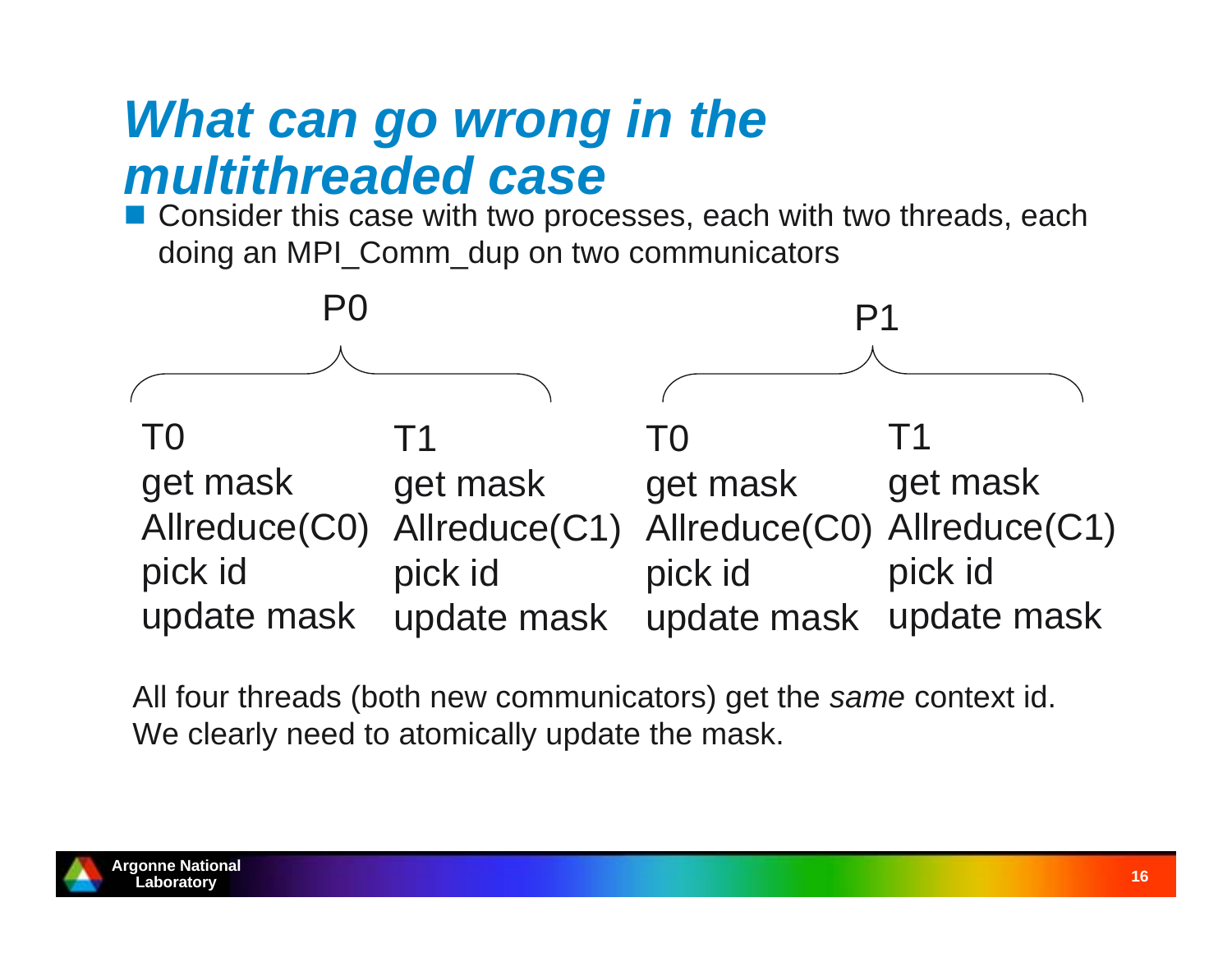# What can go wrong in the multithreaded case

- Consider this case with two processes, each with two threads, each doing an MPI_Comm_dup on two communicators

| P0 | | P1 | |
|---|---|---|---|
| T0 | T1 | T0 | T1 |
| get mask | get mask | get mask | get mask |
| Allreduce(C0) | Allreduce(C1) | Allreduce(C0) | Allreduce(C1) |
| pick id | pick id | pick id | pick id |
| update mask | update mask | update mask | update mask |

All four threads (both new communicators) get the *same* context id. We clearly need to atomically update the mask.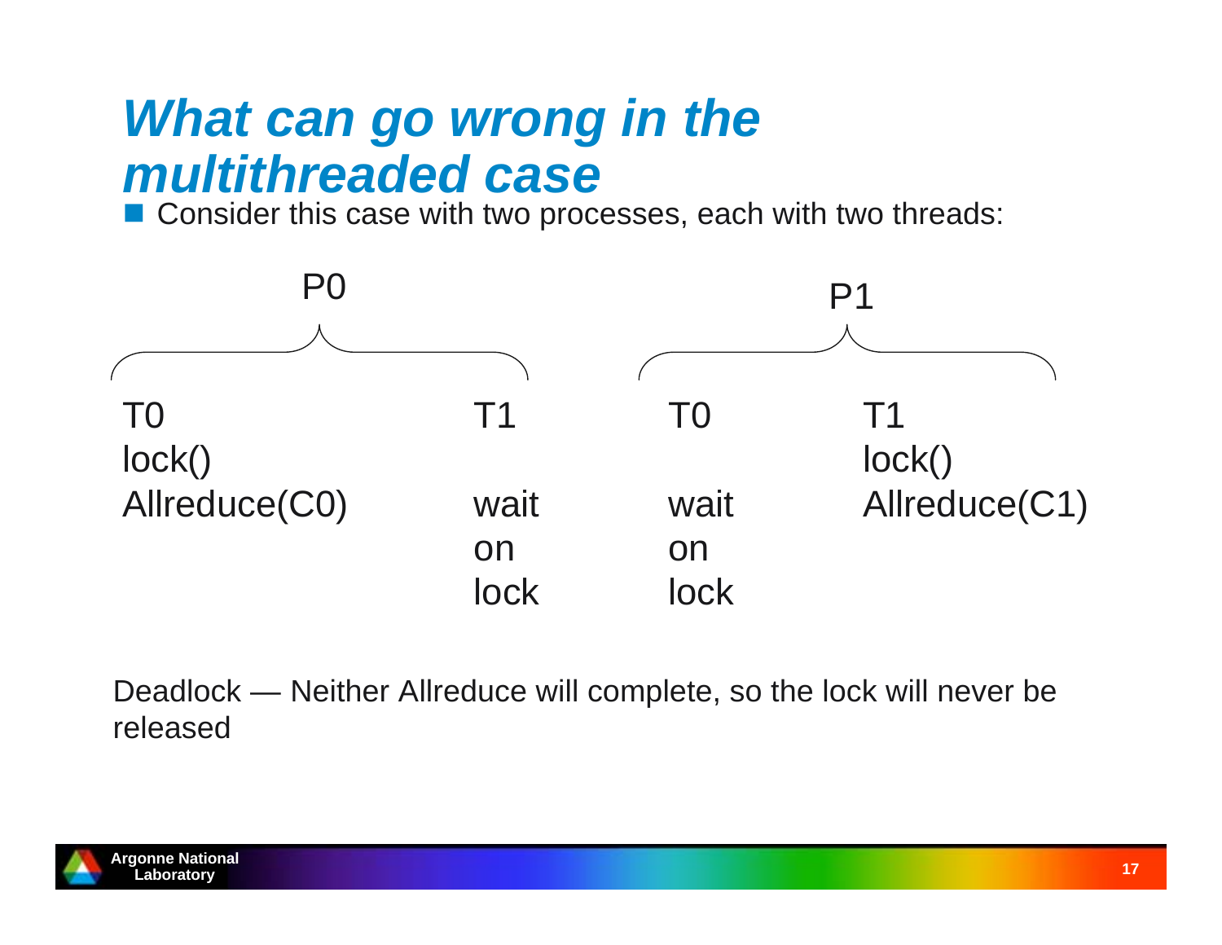# *What can go wrong in the multithreaded case*

- Consider this case with two processes, each with two threads:

| P0 | | P1 | |
|---|---|---|---|
| T0 | T1 | T0 | T1 |
| lock() | | | lock() |
| Allreduce(C0) | wait on lock | wait on lock | Allreduce(C1) |

Deadlock — Neither Allreduce will complete, so the lock will never be released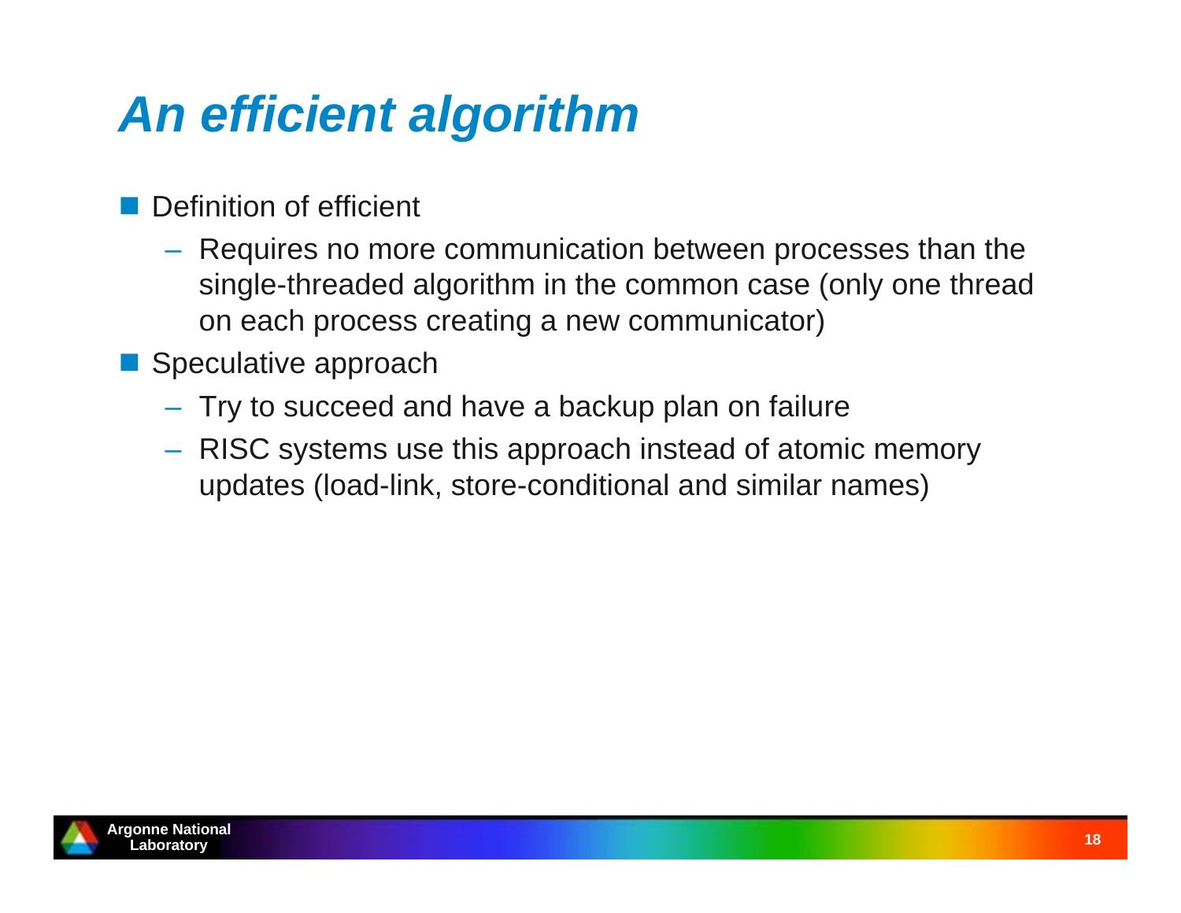# *An efficient algorithm*

- Definition of efficient
  - Requires no more communication between processes than the single-threaded algorithm in the common case (only one thread on each process creating a new communicator)
- Speculative approach
  - Try to succeed and have a backup plan on failure
  - RISC systems use this approach instead of atomic memory updates (load-link, store-conditional and similar names)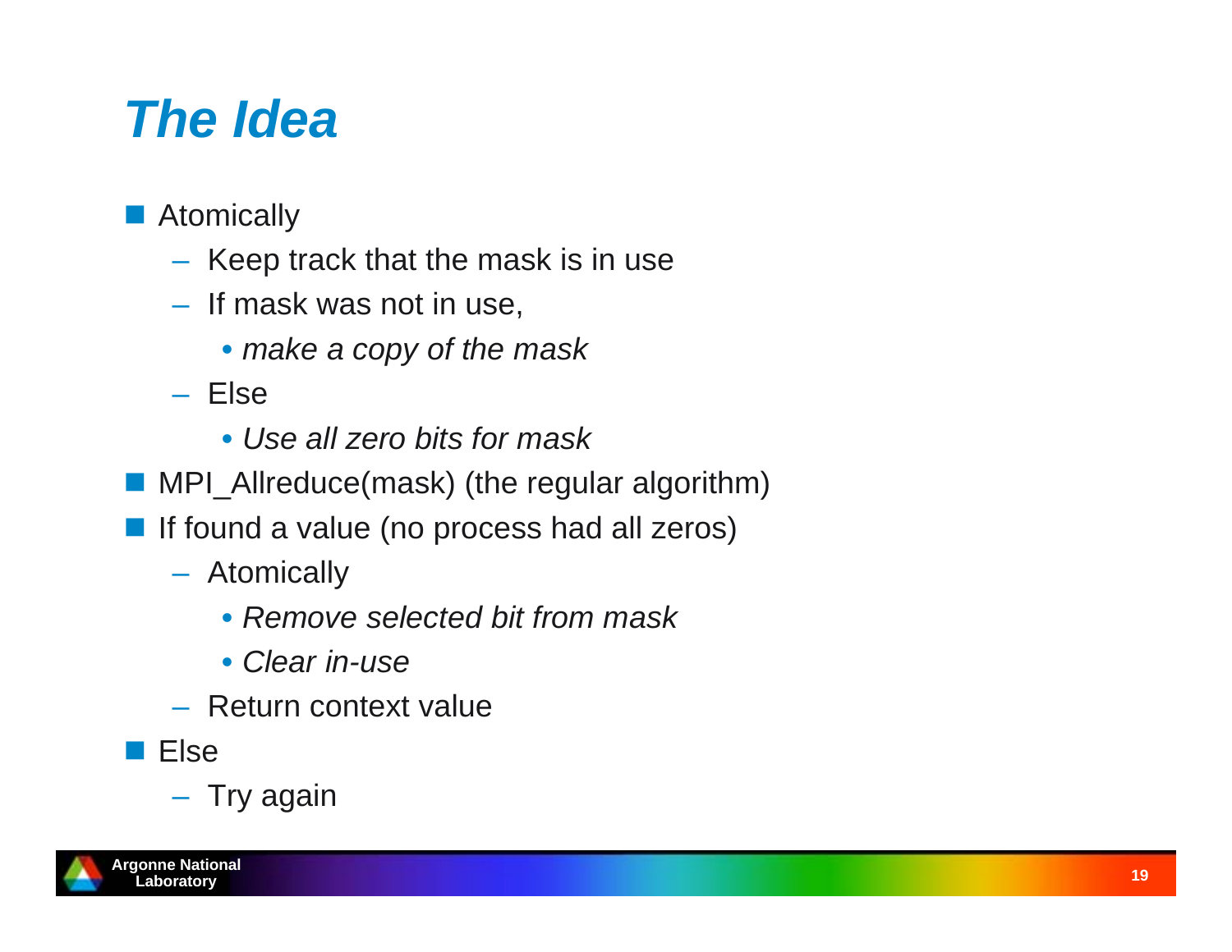# *The Idea*

- Atomically
  - Keep track that the mask is in use
  - If mask was not in use,
    - *make a copy of the mask*
  - Else
    - *Use all zero bits for mask*
- MPI_Allreduce(mask) (the regular algorithm)
- If found a value (no process had all zeros)
  - Atomically
    - *Remove selected bit from mask*
    - *Clear in-use*
  - Return context value
- Else
  - Try again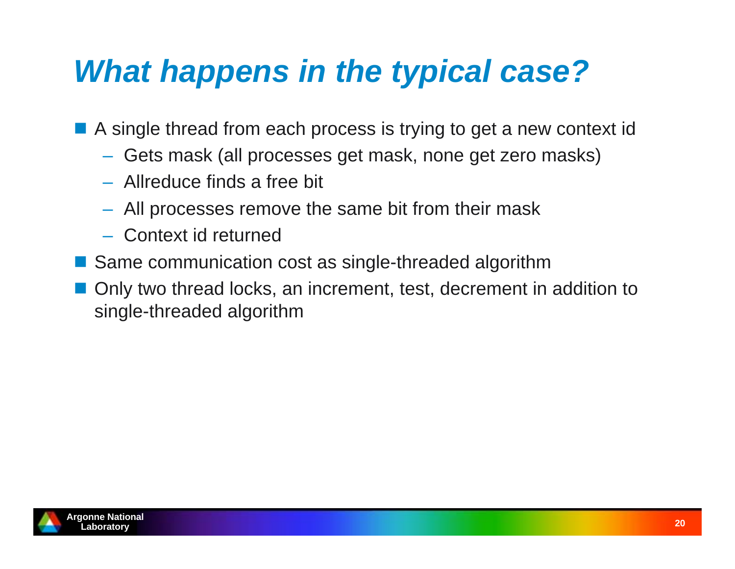# What happens in the typical case?

- A single thread from each process is trying to get a new context id
  - Gets mask (all processes get mask, none get zero masks)
  - Allreduce finds a free bit
  - All processes remove the same bit from their mask
  - Context id returned
- Same communication cost as single-threaded algorithm
- Only two thread locks, an increment, test, decrement in addition to single-threaded algorithm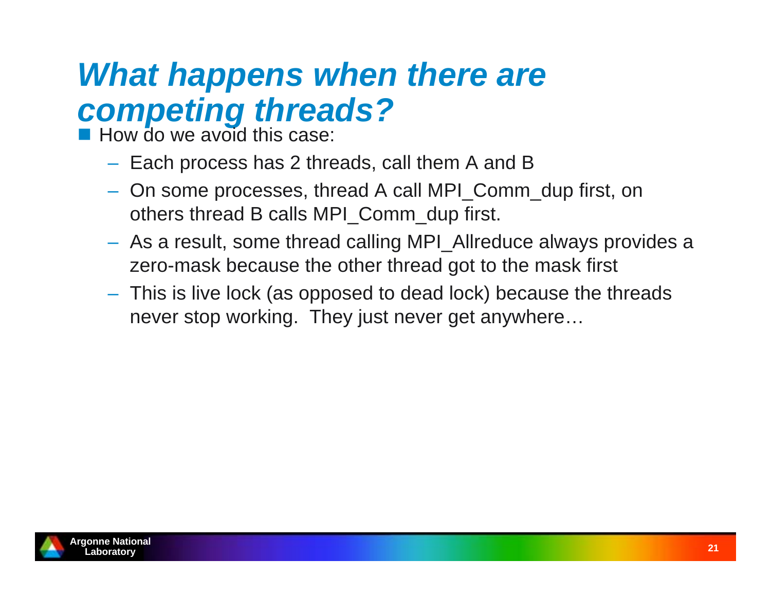# *What happens when there are competing threads?*

- How do we avoid this case:
  - Each process has 2 threads, call them A and B
  - On some processes, thread A call MPI_Comm_dup first, on others thread B calls MPI_Comm_dup first.
  - As a result, some thread calling MPI_Allreduce always provides a zero-mask because the other thread got to the mask first
  - This is live lock (as opposed to dead lock) because the threads never stop working. They just never get anywhere…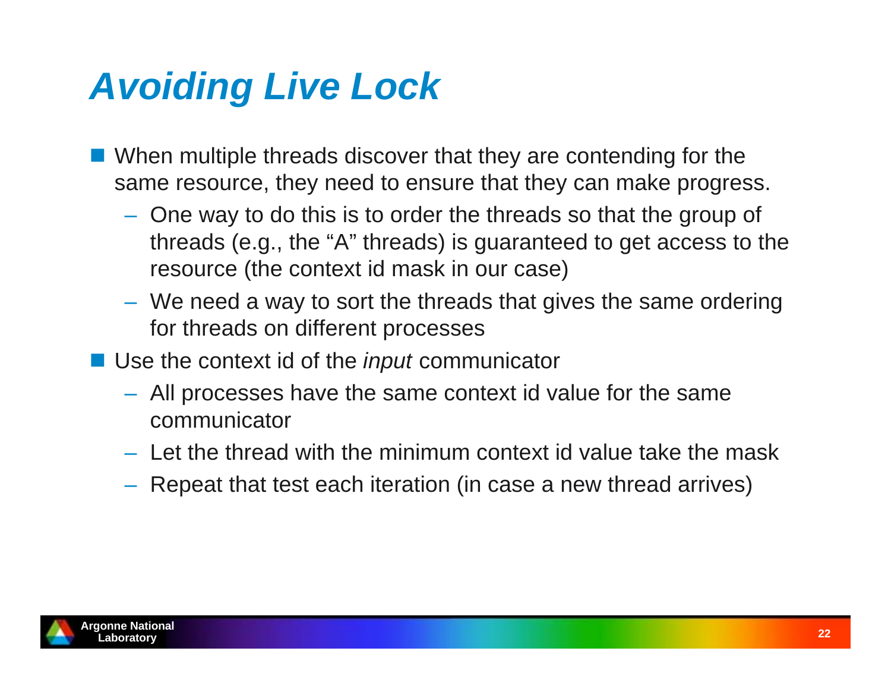# Avoiding Live Lock

- When multiple threads discover that they are contending for the same resource, they need to ensure that they can make progress.
  - One way to do this is to order the threads so that the group of threads (e.g., the "A" threads) is guaranteed to get access to the resource (the context id mask in our case)
  - We need a way to sort the threads that gives the same ordering for threads on different processes
- Use the context id of the *input* communicator
  - All processes have the same context id value for the same communicator
  - Let the thread with the minimum context id value take the mask
  - Repeat that test each iteration (in case a new thread arrives)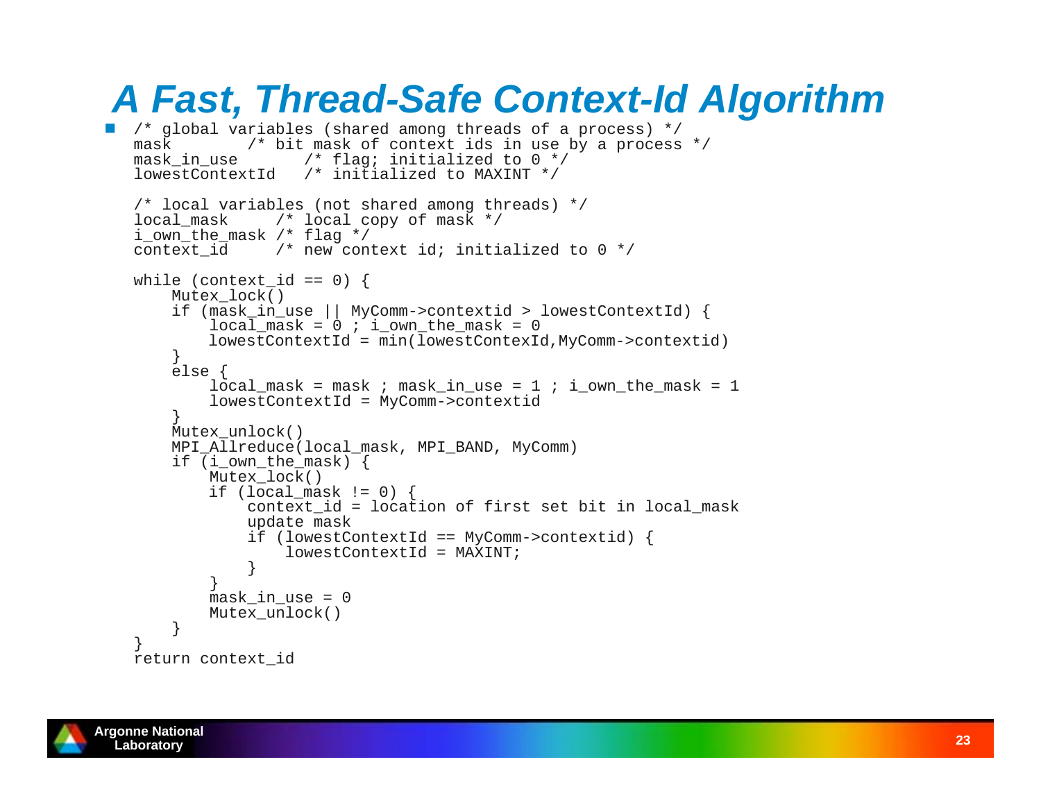# A Fast, Thread-Safe Context-Id Algorithm

```
/* global variables (shared among threads of a process) */
mask        /* bit mask of context ids in use by a process */
mask_in_use       /* flag; initialized to 0 */
lowestContextId   /* initialized to MAXINT */

/* local variables (not shared among threads) */
local_mask     /* local copy of mask */
i_own_the_mask /* flag */
context_id     /* new context id; initialized to 0 */

while (context_id == 0) {
    Mutex_lock()
    if (mask_in_use || MyComm->contextid > lowestContextId) {
        local_mask = 0 ; i_own_the_mask = 0
        lowestContextId = min(lowestContexId,MyComm->contextid)
    }
    else {
        local_mask = mask ; mask_in_use = 1 ; i_own_the_mask = 1
        lowestContextId = MyComm->contextid
    }
    Mutex_unlock()
    MPI_Allreduce(local_mask, MPI_BAND, MyComm)
    if (i_own_the_mask) {
        Mutex_lock()
        if (local_mask != 0) {
            context_id = location of first set bit in local_mask
            update mask
            if (lowestContextId == MyComm->contextid) {
                lowestContextId = MAXINT;
            }
        }
        mask_in_use = 0
        Mutex_unlock()
    }
}
return context_id
```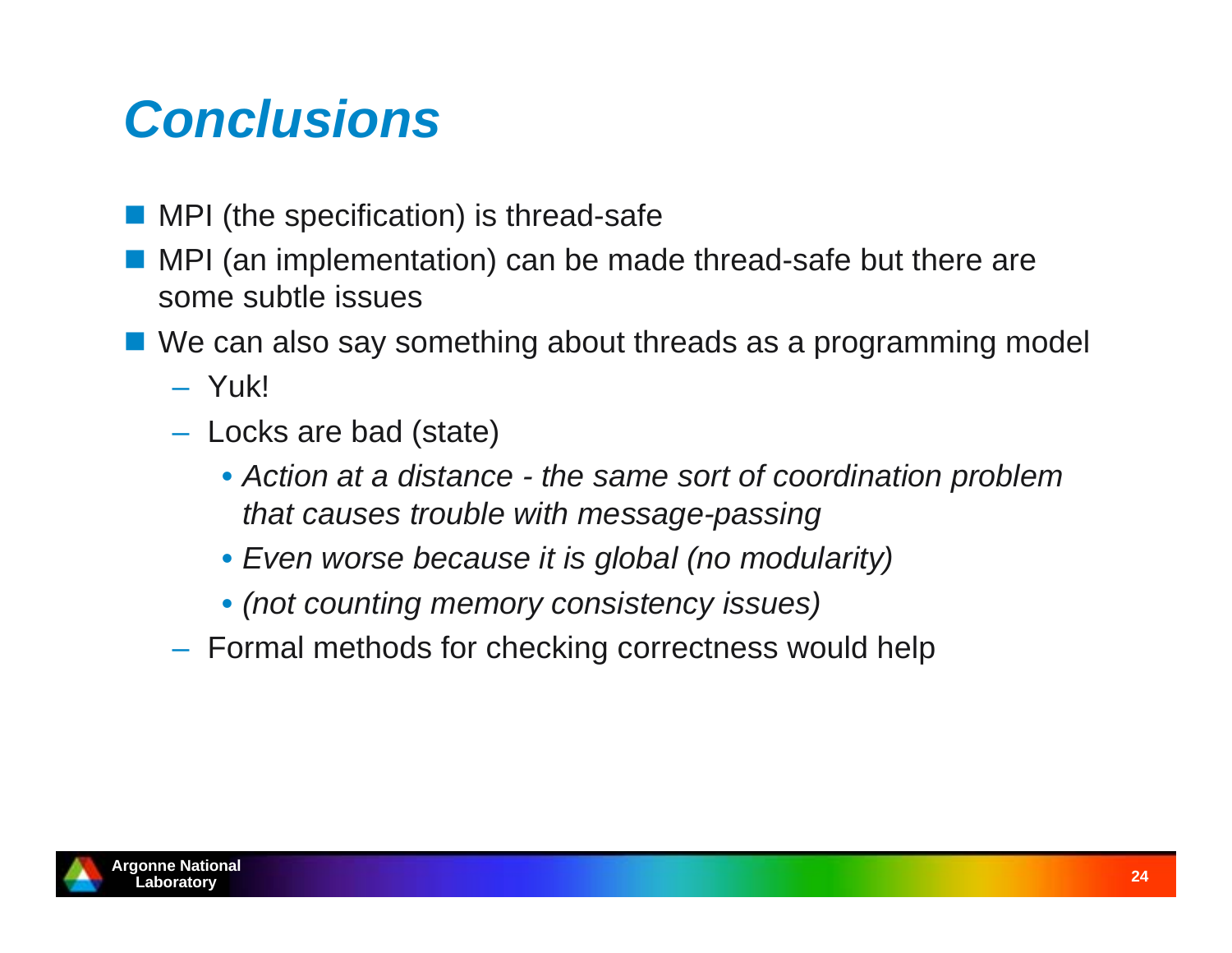# Conclusions

- MPI (the specification) is thread-safe
- MPI (an implementation) can be made thread-safe but there are some subtle issues
- We can also say something about threads as a programming model
  - Yuk!
  - Locks are bad (state)
    - *Action at a distance - the same sort of coordination problem that causes trouble with message-passing*
    - *Even worse because it is global (no modularity)*
    - *(not counting memory consistency issues)*
  - Formal methods for checking correctness would help